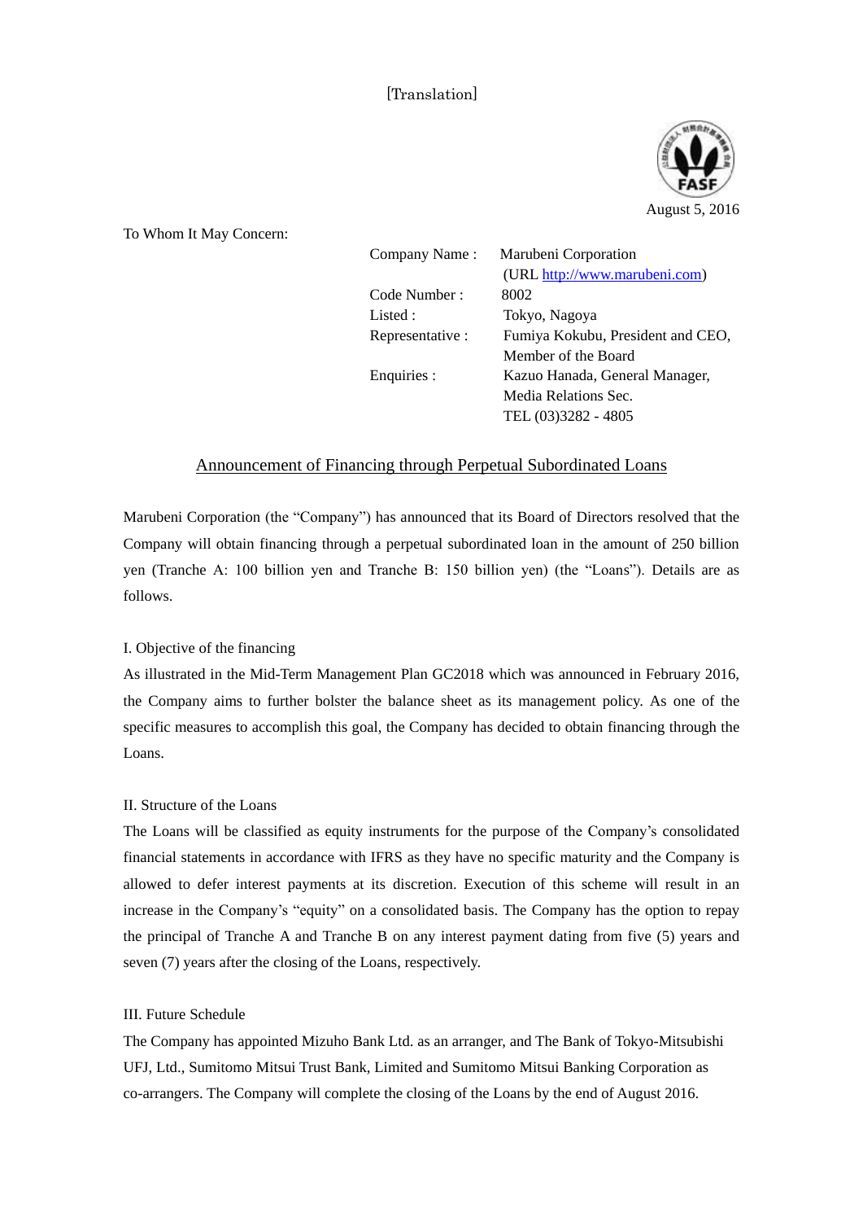[Translation]

August 5, 2016

To Whom It May Concern:

| | |
|---|---|
| Company Name : | Marubeni Corporation (URL http://www.marubeni.com) |
| Code Number : | 8002 |
| Listed : | Tokyo, Nagoya |
| Representative : | Fumiya Kokubu, President and CEO, Member of the Board |
| Enquiries : | Kazuo Hanada, General Manager, Media Relations Sec. TEL (03)3282 - 4805 |

# Announcement of Financing through Perpetual Subordinated Loans

Marubeni Corporation (the "Company") has announced that its Board of Directors resolved that the Company will obtain financing through a perpetual subordinated loan in the amount of 250 billion yen (Tranche A: 100 billion yen and Tranche B: 150 billion yen) (the "Loans"). Details are as follows.

## I. Objective of the financing

As illustrated in the Mid-Term Management Plan GC2018 which was announced in February 2016, the Company aims to further bolster the balance sheet as its management policy. As one of the specific measures to accomplish this goal, the Company has decided to obtain financing through the Loans.

## II. Structure of the Loans

The Loans will be classified as equity instruments for the purpose of the Company's consolidated financial statements in accordance with IFRS as they have no specific maturity and the Company is allowed to defer interest payments at its discretion. Execution of this scheme will result in an increase in the Company's "equity" on a consolidated basis. The Company has the option to repay the principal of Tranche A and Tranche B on any interest payment dating from five (5) years and seven (7) years after the closing of the Loans, respectively.

## III. Future Schedule

The Company has appointed Mizuho Bank Ltd. as an arranger, and The Bank of Tokyo-Mitsubishi UFJ, Ltd., Sumitomo Mitsui Trust Bank, Limited and Sumitomo Mitsui Banking Corporation as co-arrangers. The Company will complete the closing of the Loans by the end of August 2016.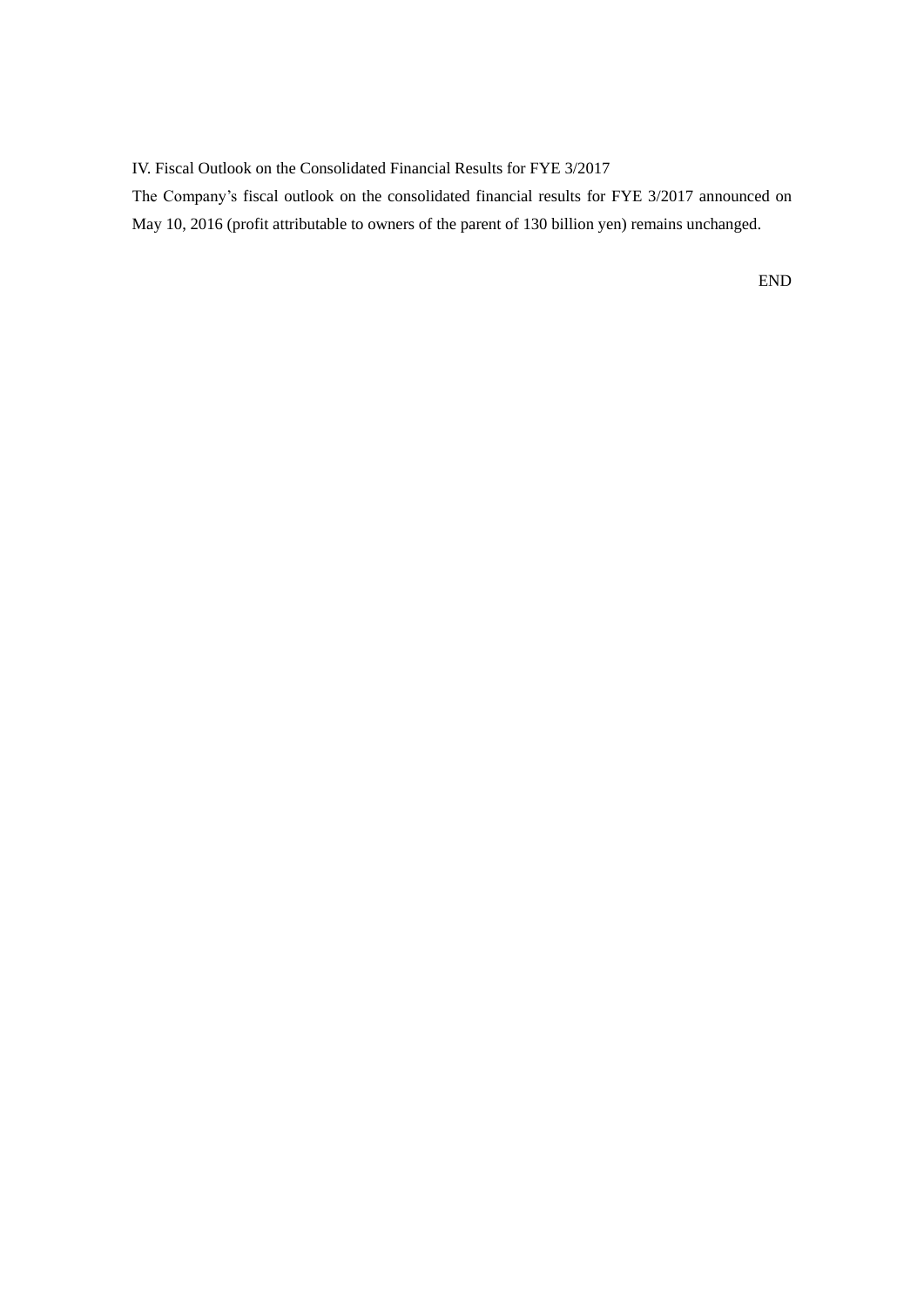## IV. Fiscal Outlook on the Consolidated Financial Results for FYE 3/2017

The Company's fiscal outlook on the consolidated financial results for FYE 3/2017 announced on May 10, 2016 (profit attributable to owners of the parent of 130 billion yen) remains unchanged.

END